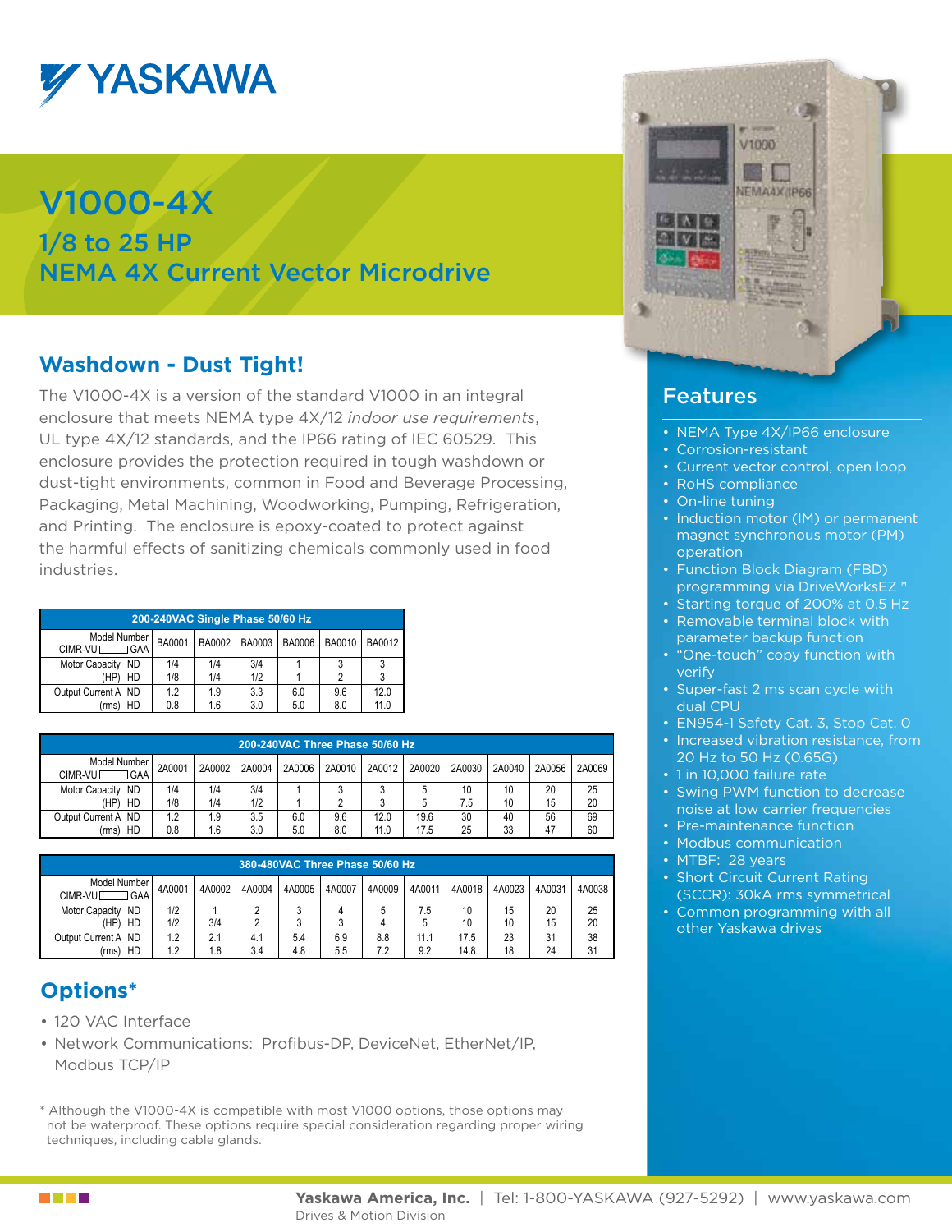# YASKAWA

# V1000-4X

## 1/8 to 25 HP
## NEMA 4X Current Vector Microdrive

## Washdown - Dust Tight!

The V1000-4X is a version of the standard V1000 in an integral enclosure that meets NEMA type 4X/12 *indoor use requirements*, UL type 4X/12 standards, and the IP66 rating of IEC 60529. This enclosure provides the protection required in tough washdown or dust-tight environments, common in Food and Beverage Processing, Packaging, Metal Machining, Woodworking, Pumping, Refrigeration, and Printing. The enclosure is epoxy-coated to protect against the harmful effects of sanitizing chemicals commonly used in food industries.

**200-240VAC Single Phase 50/60 Hz**

| Model Number CIMR-VU▭GAA | BA0001 | BA0002 | BA0003 | BA0006 | BA0010 | BA0012 |
|---|---|---|---|---|---|---|
| Motor Capacity ND | 1/4 | 1/4 | 3/4 | 1 | 3 | 3 |
| (HP) HD | 1/8 | 1/4 | 1/2 | 1 | 2 | 3 |
| Output Current A ND | 1.2 | 1.9 | 3.3 | 6.0 | 9.6 | 12.0 |
| (rms) HD | 0.8 | 1.6 | 3.0 | 5.0 | 8.0 | 11.0 |

**200-240VAC Three Phase 50/60 Hz**

| Model Number CIMR-VU▭GAA | 2A0001 | 2A0002 | 2A0004 | 2A0006 | 2A0010 | 2A0012 | 2A0020 | 2A0030 | 2A0040 | 2A0056 | 2A0069 |
|---|---|---|---|---|---|---|---|---|---|---|---|
| Motor Capacity ND | 1/4 | 1/4 | 3/4 | 1 | 3 | 3 | 5 | 10 | 10 | 20 | 25 |
| (HP) HD | 1/8 | 1/4 | 1/2 | 1 | 2 | 3 | 5 | 7.5 | 10 | 15 | 20 |
| Output Current A ND | 1.2 | 1.9 | 3.5 | 6.0 | 9.6 | 12.0 | 19.6 | 30 | 40 | 56 | 69 |
| (rms) HD | 0.8 | 1.6 | 3.0 | 5.0 | 8.0 | 11.0 | 17.5 | 25 | 33 | 47 | 60 |

**380-480VAC Three Phase 50/60 Hz**

| Model Number CIMR-VU▭GAA | 4A0001 | 4A0002 | 4A0004 | 4A0005 | 4A0007 | 4A0009 | 4A0011 | 4A0018 | 4A0023 | 4A0031 | 4A0038 |
|---|---|---|---|---|---|---|---|---|---|---|---|
| Motor Capacity ND | 1/2 | 1 | 2 | 3 | 4 | 5 | 7.5 | 10 | 15 | 20 | 25 |
| (HP) HD | 1/2 | 3/4 | 2 | 3 | 3 | 4 | 5 | 10 | 10 | 15 | 20 |
| Output Current A ND | 1.2 | 2.1 | 4.1 | 5.4 | 6.9 | 8.8 | 11.1 | 17.5 | 23 | 31 | 38 |
| (rms) HD | 1.2 | 1.8 | 3.4 | 4.8 | 5.5 | 7.2 | 9.2 | 14.8 | 18 | 24 | 31 |

## Options*

- 120 VAC Interface
- Network Communications: Profibus-DP, DeviceNet, EtherNet/IP, Modbus TCP/IP

\* Although the V1000-4X is compatible with most V1000 options, those options may not be waterproof. These options require special consideration regarding proper wiring techniques, including cable glands.

## Features

- NEMA Type 4X/IP66 enclosure
- Corrosion-resistant
- Current vector control, open loop
- RoHS compliance
- On-line tuning
- Induction motor (IM) or permanent magnet synchronous motor (PM) operation
- Function Block Diagram (FBD) programming via DriveWorksEZ™
- Starting torque of 200% at 0.5 Hz
- Removable terminal block with parameter backup function
- "One-touch" copy function with verify
- Super-fast 2 ms scan cycle with dual CPU
- EN954-1 Safety Cat. 3, Stop Cat. 0
- Increased vibration resistance, from 20 Hz to 50 Hz (0.65G)
- 1 in 10,000 failure rate
- Swing PWM function to decrease noise at low carrier frequencies
- Pre-maintenance function
- Modbus communication
- MTBF: 28 years
- Short Circuit Current Rating (SCCR): 30kA rms symmetrical
- Common programming with all other Yaskawa drives

**Yaskawa America, Inc.** | Tel: 1-800-YASKAWA (927-5292) | www.yaskawa.com
Drives & Motion Division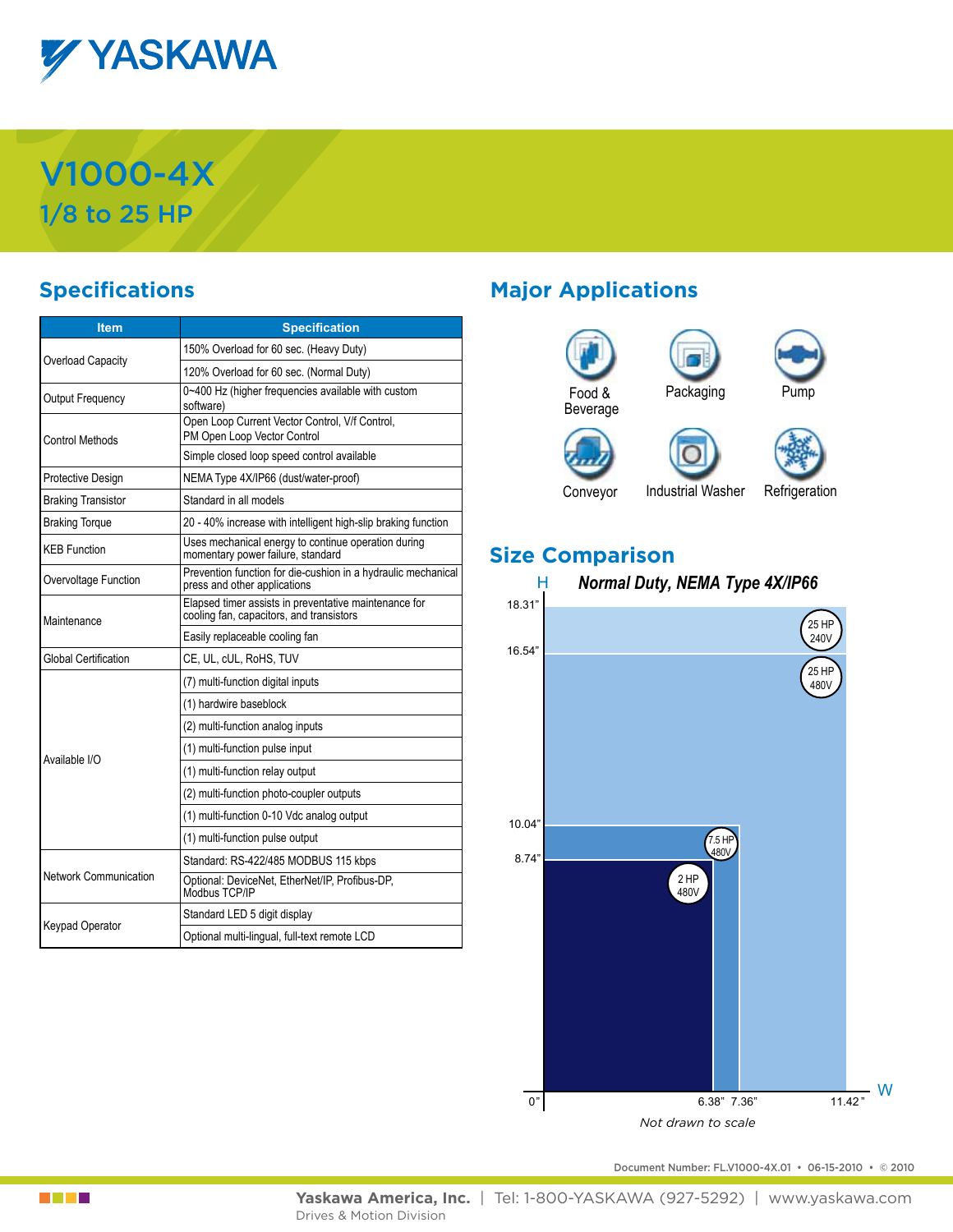# V1000-4X

## 1/8 to 25 HP

## Specifications

| Item | Specification |
|---|---|
| Overload Capacity | 150% Overload for 60 sec. (Heavy Duty) |
| | 120% Overload for 60 sec. (Normal Duty) |
| Output Frequency | 0~400 Hz (higher frequencies available with custom software) |
| Control Methods | Open Loop Current Vector Control, V/f Control, PM Open Loop Vector Control |
| | Simple closed loop speed control available |
| Protective Design | NEMA Type 4X/IP66 (dust/water-proof) |
| Braking Transistor | Standard in all models |
| Braking Torque | 20 - 40% increase with intelligent high-slip braking function |
| KEB Function | Uses mechanical energy to continue operation during momentary power failure, standard |
| Overvoltage Function | Prevention function for die-cushion in a hydraulic mechanical press and other applications |
| Maintenance | Elapsed timer assists in preventative maintenance for cooling fan, capacitors, and transistors |
| | Easily replaceable cooling fan |
| Global Certification | CE, UL, cUL, RoHS, TUV |
| Available I/O | (7) multi-function digital inputs |
| | (1) hardwire baseblock |
| | (2) multi-function analog inputs |
| | (1) multi-function pulse input |
| | (1) multi-function relay output |
| | (2) multi-function photo-coupler outputs |
| | (1) multi-function 0-10 Vdc analog output |
| | (1) multi-function pulse output |
| Network Communication | Standard: RS-422/485 MODBUS 115 kbps |
| | Optional: DeviceNet, EtherNet/IP, Profibus-DP, Modbus TCP/IP |
| Keypad Operator | Standard LED 5 digit display |
| | Optional multi-lingual, full-text remote LCD |

## Major Applications

Food & Beverage

Packaging

Pump

Conveyor

Industrial Washer

Refrigeration

## Size Comparison

*Normal Duty, NEMA Type 4X/IP66*

H

18.31"

16.54"

10.04"

8.74"

0"

6.38"

7.36"

11.42"

W

25 HP 240V

25 HP 480V

7.5 HP 480V

2 HP 480V

*Not drawn to scale*

Document Number: FL.V1000-4X.01 • 06-15-2010 • © 2010

**Yaskawa America, Inc.** | Tel: 1-800-YASKAWA (927-5292) | www.yaskawa.com

Drives & Motion Division